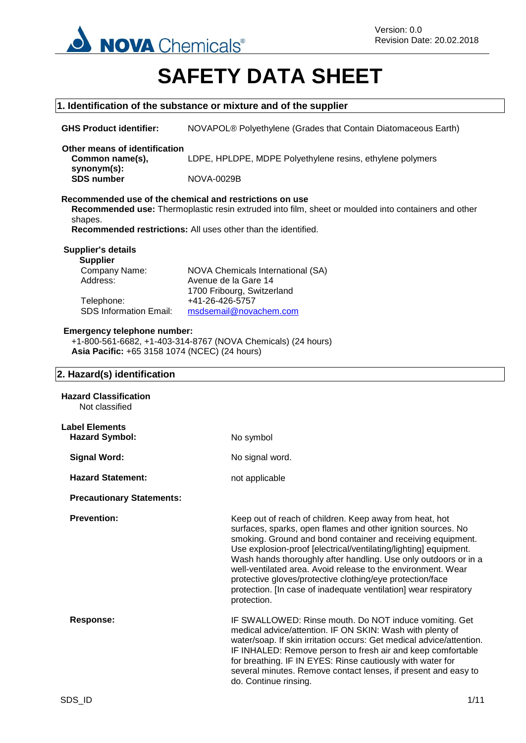Version: 0.0
Revision Date: 20.02.2018

# SAFETY DATA SHEET

## 1. Identification of the substance or mixture and of the supplier

**GHS Product identifier:** NOVAPOL® Polyethylene (Grades that Contain Diatomaceous Earth)

**Other means of identification**

**Common name(s), synonym(s):** LDPE, HPLDPE, MDPE Polyethylene resins, ethylene polymers

**SDS number** NOVA-0029B

**Recommended use of the chemical and restrictions on use**

**Recommended use:** Thermoplastic resin extruded into film, sheet or moulded into containers and other shapes.

**Recommended restrictions:** All uses other than the identified.

**Supplier's details**

**Supplier**

Company Name: NOVA Chemicals International (SA)

Address: Avenue de la Gare 14
1700 Fribourg, Switzerland

Telephone: +41-26-426-5757

SDS Information Email: msdsemail@novachem.com

**Emergency telephone number:**

+1-800-561-6682, +1-403-314-8767 (NOVA Chemicals) (24 hours)

**Asia Pacific:** +65 3158 1074 (NCEC) (24 hours)

## 2. Hazard(s) identification

**Hazard Classification**

Not classified

**Label Elements**

**Hazard Symbol:** No symbol

**Signal Word:** No signal word.

**Hazard Statement:** not applicable

**Precautionary Statements:**

**Prevention:** Keep out of reach of children. Keep away from heat, hot surfaces, sparks, open flames and other ignition sources. No smoking. Ground and bond container and receiving equipment. Use explosion-proof [electrical/ventilating/lighting] equipment. Wash hands thoroughly after handling. Use only outdoors or in a well-ventilated area. Avoid release to the environment. Wear protective gloves/protective clothing/eye protection/face protection. [In case of inadequate ventilation] wear respiratory protection.

**Response:** IF SWALLOWED: Rinse mouth. Do NOT induce vomiting. Get medical advice/attention. IF ON SKIN: Wash with plenty of water/soap. If skin irritation occurs: Get medical advice/attention. IF INHALED: Remove person to fresh air and keep comfortable for breathing. IF IN EYES: Rinse cautiously with water for several minutes. Remove contact lenses, if present and easy to do. Continue rinsing.

SDS_ID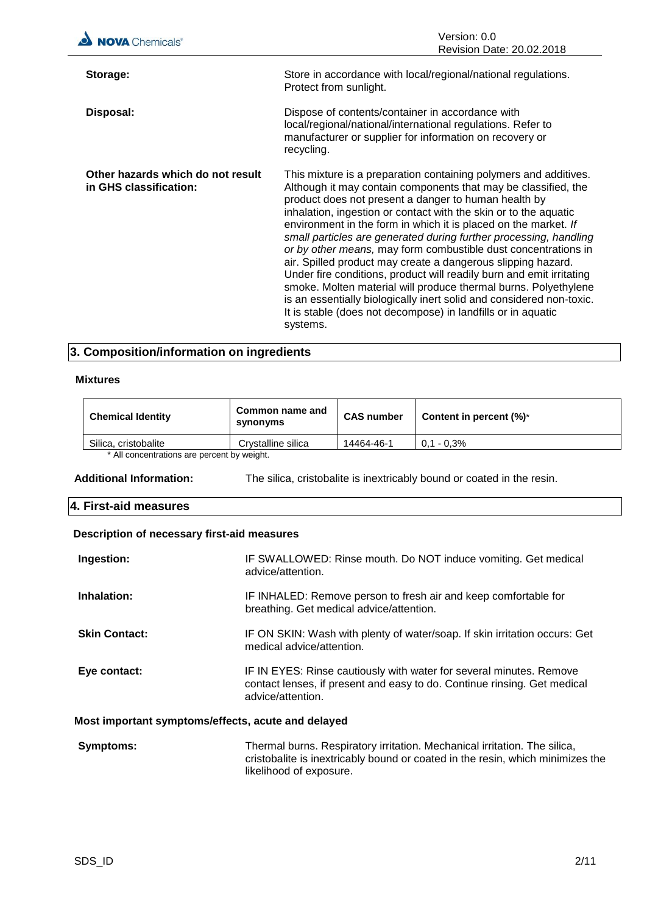**Storage:** Store in accordance with local/regional/national regulations. Protect from sunlight.

**Disposal:** Dispose of contents/container in accordance with local/regional/national/international regulations. Refer to manufacturer or supplier for information on recovery or recycling.

**Other hazards which do not result in GHS classification:** This mixture is a preparation containing polymers and additives. Although it may contain components that may be classified, the product does not present a danger to human health by inhalation, ingestion or contact with the skin or to the aquatic environment in the form in which it is placed on the market. *If small particles are generated during further processing, handling or by other means,* may form combustible dust concentrations in air. Spilled product may create a dangerous slipping hazard. Under fire conditions, product will readily burn and emit irritating smoke. Molten material will produce thermal burns. Polyethylene is an essentially biologically inert solid and considered non-toxic. It is stable (does not decompose) in landfills or in aquatic systems.

## 3. Composition/information on ingredients

### Mixtures

| Chemical Identity | Common name and synonyms | CAS number | Content in percent (%)* |
|---|---|---|---|
| Silica, cristobalite | Crystalline silica | 14464-46-1 | 0,1 - 0,3% |

* All concentrations are percent by weight.

**Additional Information:** The silica, cristobalite is inextricably bound or coated in the resin.

## 4. First-aid measures

### Description of necessary first-aid measures

**Ingestion:** IF SWALLOWED: Rinse mouth. Do NOT induce vomiting. Get medical advice/attention.

**Inhalation:** IF INHALED: Remove person to fresh air and keep comfortable for breathing. Get medical advice/attention.

**Skin Contact:** IF ON SKIN: Wash with plenty of water/soap. If skin irritation occurs: Get medical advice/attention.

**Eye contact:** IF IN EYES: Rinse cautiously with water for several minutes. Remove contact lenses, if present and easy to do. Continue rinsing. Get medical advice/attention.

### Most important symptoms/effects, acute and delayed

**Symptoms:** Thermal burns. Respiratory irritation. Mechanical irritation. The silica, cristobalite is inextricably bound or coated in the resin, which minimizes the likelihood of exposure.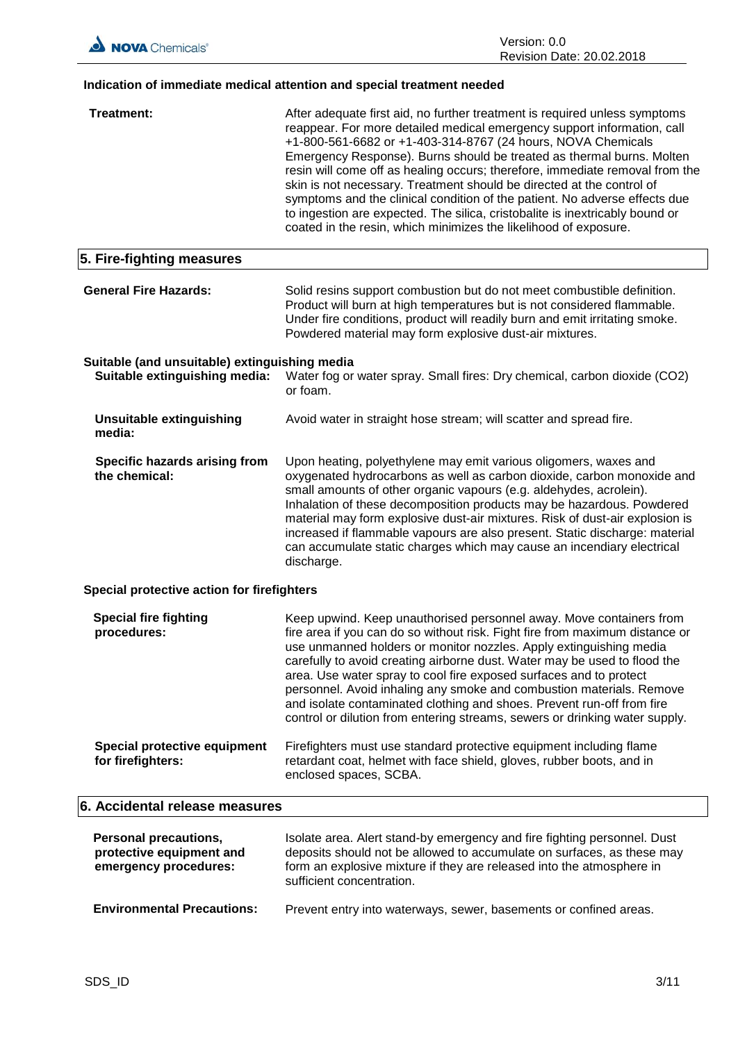### Indication of immediate medical attention and special treatment needed

**Treatment:** After adequate first aid, no further treatment is required unless symptoms reappear. For more detailed medical emergency support information, call +1-800-561-6682 or +1-403-314-8767 (24 hours, NOVA Chemicals Emergency Response). Burns should be treated as thermal burns. Molten resin will come off as healing occurs; therefore, immediate removal from the skin is not necessary. Treatment should be directed at the control of symptoms and the clinical condition of the patient. No adverse effects due to ingestion are expected. The silica, cristobalite is inextricably bound or coated in the resin, which minimizes the likelihood of exposure.

## 5. Fire-fighting measures

**General Fire Hazards:** Solid resins support combustion but do not meet combustible definition. Product will burn at high temperatures but is not considered flammable. Under fire conditions, product will readily burn and emit irritating smoke. Powdered material may form explosive dust-air mixtures.

### Suitable (and unsuitable) extinguishing media

**Suitable extinguishing media:** Water fog or water spray. Small fires: Dry chemical, carbon dioxide ($CO_2$) or foam.

**Unsuitable extinguishing media:** Avoid water in straight hose stream; will scatter and spread fire.

**Specific hazards arising from the chemical:** Upon heating, polyethylene may emit various oligomers, waxes and oxygenated hydrocarbons as well as carbon dioxide, carbon monoxide and small amounts of other organic vapours (e.g. aldehydes, acrolein). Inhalation of these decomposition products may be hazardous. Powdered material may form explosive dust-air mixtures. Risk of dust-air explosion is increased if flammable vapours are also present. Static discharge: material can accumulate static charges which may cause an incendiary electrical discharge.

### Special protective action for firefighters

**Special fire fighting procedures:** Keep upwind. Keep unauthorised personnel away. Move containers from fire area if you can do so without risk. Fight fire from maximum distance or use unmanned holders or monitor nozzles. Apply extinguishing media carefully to avoid creating airborne dust. Water may be used to flood the area. Use water spray to cool fire exposed surfaces and to protect personnel. Avoid inhaling any smoke and combustion materials. Remove and isolate contaminated clothing and shoes. Prevent run-off from fire control or dilution from entering streams, sewers or drinking water supply.

**Special protective equipment for firefighters:** Firefighters must use standard protective equipment including flame retardant coat, helmet with face shield, gloves, rubber boots, and in enclosed spaces, SCBA.

## 6. Accidental release measures

**Personal precautions, protective equipment and emergency procedures:** Isolate area. Alert stand-by emergency and fire fighting personnel. Dust deposits should not be allowed to accumulate on surfaces, as these may form an explosive mixture if they are released into the atmosphere in sufficient concentration.

**Environmental Precautions:** Prevent entry into waterways, sewer, basements or confined areas.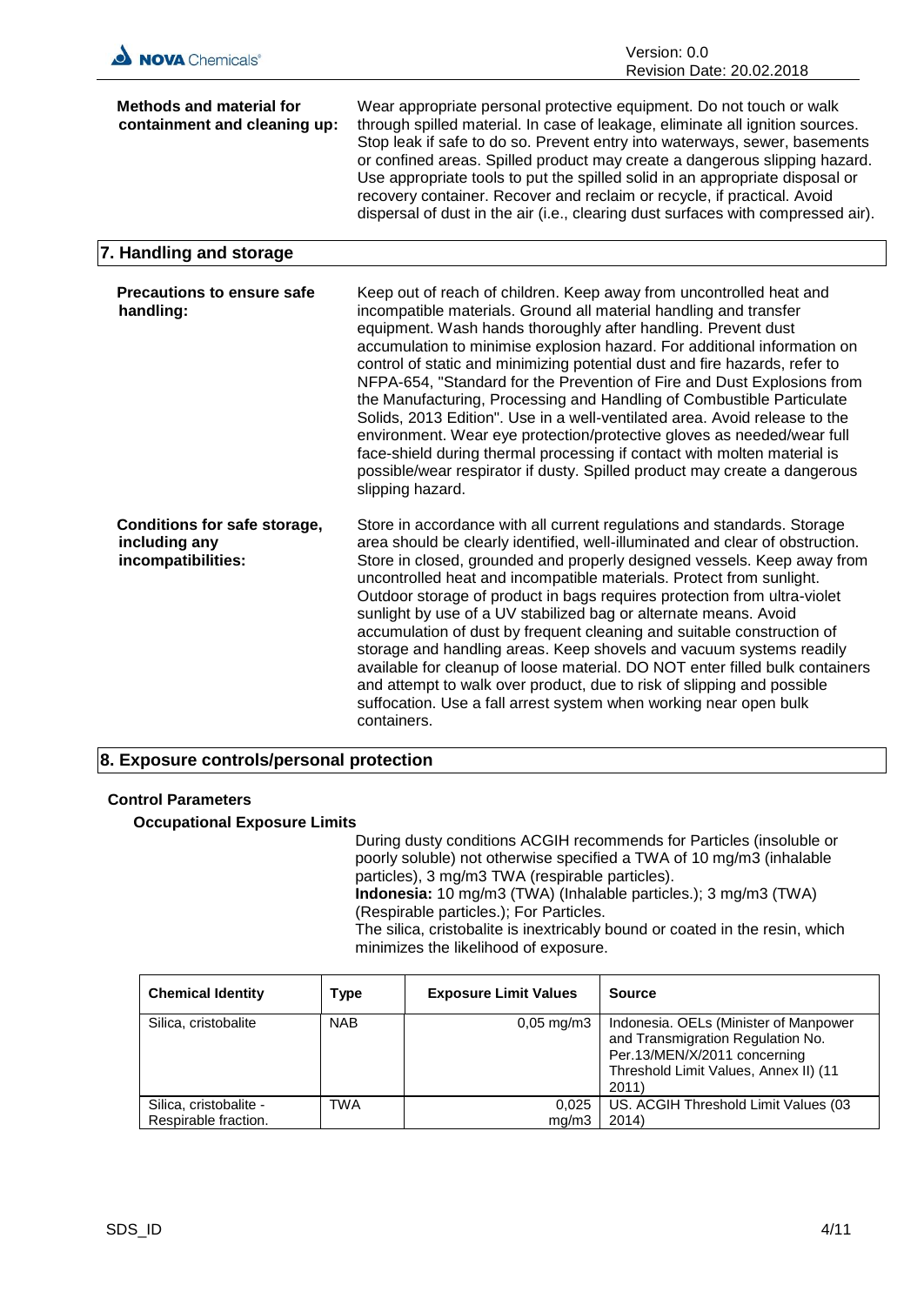**Methods and material for containment and cleaning up:** Wear appropriate personal protective equipment. Do not touch or walk through spilled material. In case of leakage, eliminate all ignition sources. Stop leak if safe to do so. Prevent entry into waterways, sewer, basements or confined areas. Spilled product may create a dangerous slipping hazard. Use appropriate tools to put the spilled solid in an appropriate disposal or recovery container. Recover and reclaim or recycle, if practical. Avoid dispersal of dust in the air (i.e., clearing dust surfaces with compressed air).

## 7. Handling and storage

**Precautions to ensure safe handling:** Keep out of reach of children. Keep away from uncontrolled heat and incompatible materials. Ground all material handling and transfer equipment. Wash hands thoroughly after handling. Prevent dust accumulation to minimise explosion hazard. For additional information on control of static and minimizing potential dust and fire hazards, refer to NFPA-654, "Standard for the Prevention of Fire and Dust Explosions from the Manufacturing, Processing and Handling of Combustible Particulate Solids, 2013 Edition". Use in a well-ventilated area. Avoid release to the environment. Wear eye protection/protective gloves as needed/wear full face-shield during thermal processing if contact with molten material is possible/wear respirator if dusty. Spilled product may create a dangerous slipping hazard.

**Conditions for safe storage, including any incompatibilities:** Store in accordance with all current regulations and standards. Storage area should be clearly identified, well-illuminated and clear of obstruction. Store in closed, grounded and properly designed vessels. Keep away from uncontrolled heat and incompatible materials. Protect from sunlight. Outdoor storage of product in bags requires protection from ultra-violet sunlight by use of a UV stabilized bag or alternate means. Avoid accumulation of dust by frequent cleaning and suitable construction of storage and handling areas. Keep shovels and vacuum systems readily available for cleanup of loose material. DO NOT enter filled bulk containers and attempt to walk over product, due to risk of slipping and possible suffocation. Use a fall arrest system when working near open bulk containers.

## 8. Exposure controls/personal protection

### Control Parameters

#### Occupational Exposure Limits

During dusty conditions ACGIH recommends for Particles (insoluble or poorly soluble) not otherwise specified a TWA of 10 mg/m3 (inhalable particles), 3 mg/m3 TWA (respirable particles).
**Indonesia:** 10 mg/m3 (TWA) (Inhalable particles.); 3 mg/m3 (TWA) (Respirable particles.); For Particles.
The silica, cristobalite is inextricably bound or coated in the resin, which minimizes the likelihood of exposure.

| Chemical Identity | Type | Exposure Limit Values | Source |
|---|---|---|---|
| Silica, cristobalite | NAB | 0,05 mg/m3 | Indonesia. OELs (Minister of Manpower and Transmigration Regulation No. Per.13/MEN/X/2011 concerning Threshold Limit Values, Annex II) (11 2011) |
| Silica, cristobalite - Respirable fraction. | TWA | 0,025 mg/m3 | US. ACGIH Threshold Limit Values (03 2014) |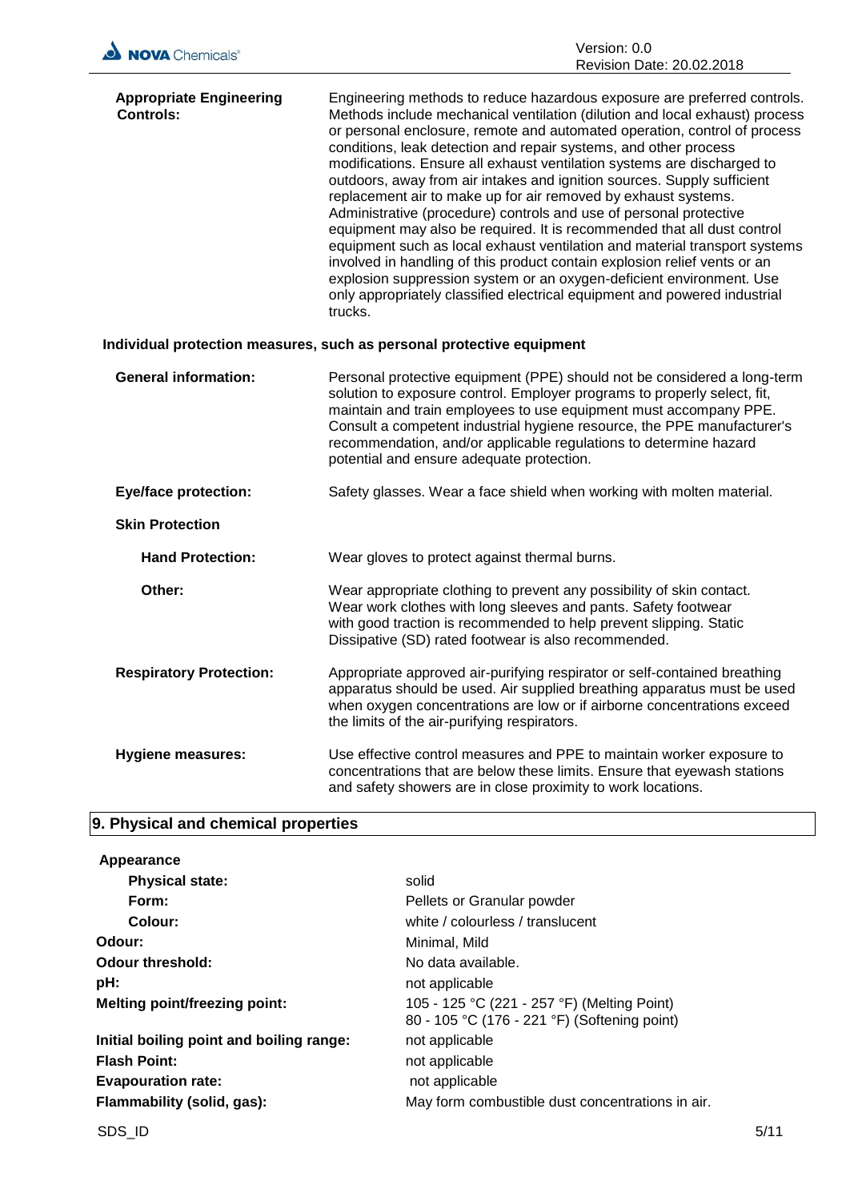**Appropriate Engineering Controls:** Engineering methods to reduce hazardous exposure are preferred controls. Methods include mechanical ventilation (dilution and local exhaust) process or personal enclosure, remote and automated operation, control of process conditions, leak detection and repair systems, and other process modifications. Ensure all exhaust ventilation systems are discharged to outdoors, away from air intakes and ignition sources. Supply sufficient replacement air to make up for air removed by exhaust systems. Administrative (procedure) controls and use of personal protective equipment may also be required. It is recommended that all dust control equipment such as local exhaust ventilation and material transport systems involved in handling of this product contain explosion relief vents or an explosion suppression system or an oxygen-deficient environment. Use only appropriately classified electrical equipment and powered industrial trucks.

**Individual protection measures, such as personal protective equipment**

**General information:** Personal protective equipment (PPE) should not be considered a long-term solution to exposure control. Employer programs to properly select, fit, maintain and train employees to use equipment must accompany PPE. Consult a competent industrial hygiene resource, the PPE manufacturer's recommendation, and/or applicable regulations to determine hazard potential and ensure adequate protection.

**Eye/face protection:** Safety glasses. Wear a face shield when working with molten material.

**Skin Protection**

**Hand Protection:** Wear gloves to protect against thermal burns.

**Other:** Wear appropriate clothing to prevent any possibility of skin contact. Wear work clothes with long sleeves and pants. Safety footwear with good traction is recommended to help prevent slipping. Static Dissipative (SD) rated footwear is also recommended.

**Respiratory Protection:** Appropriate approved air-purifying respirator or self-contained breathing apparatus should be used. Air supplied breathing apparatus must be used when oxygen concentrations are low or if airborne concentrations exceed the limits of the air-purifying respirators.

**Hygiene measures:** Use effective control measures and PPE to maintain worker exposure to concentrations that are below these limits. Ensure that eyewash stations and safety showers are in close proximity to work locations.

## 9. Physical and chemical properties

**Appearance**

**Physical state:** solid

**Form:** Pellets or Granular powder

**Colour:** white / colourless / translucent

**Odour:** Minimal, Mild

**Odour threshold:** No data available.

**pH:** not applicable

**Melting point/freezing point:** 105 - 125 °C (221 - 257 °F) (Melting Point)
80 - 105 °C (176 - 221 °F) (Softening point)

**Initial boiling point and boiling range:** not applicable

**Flash Point:** not applicable

**Evapouration rate:** not applicable

**Flammability (solid, gas):** May form combustible dust concentrations in air.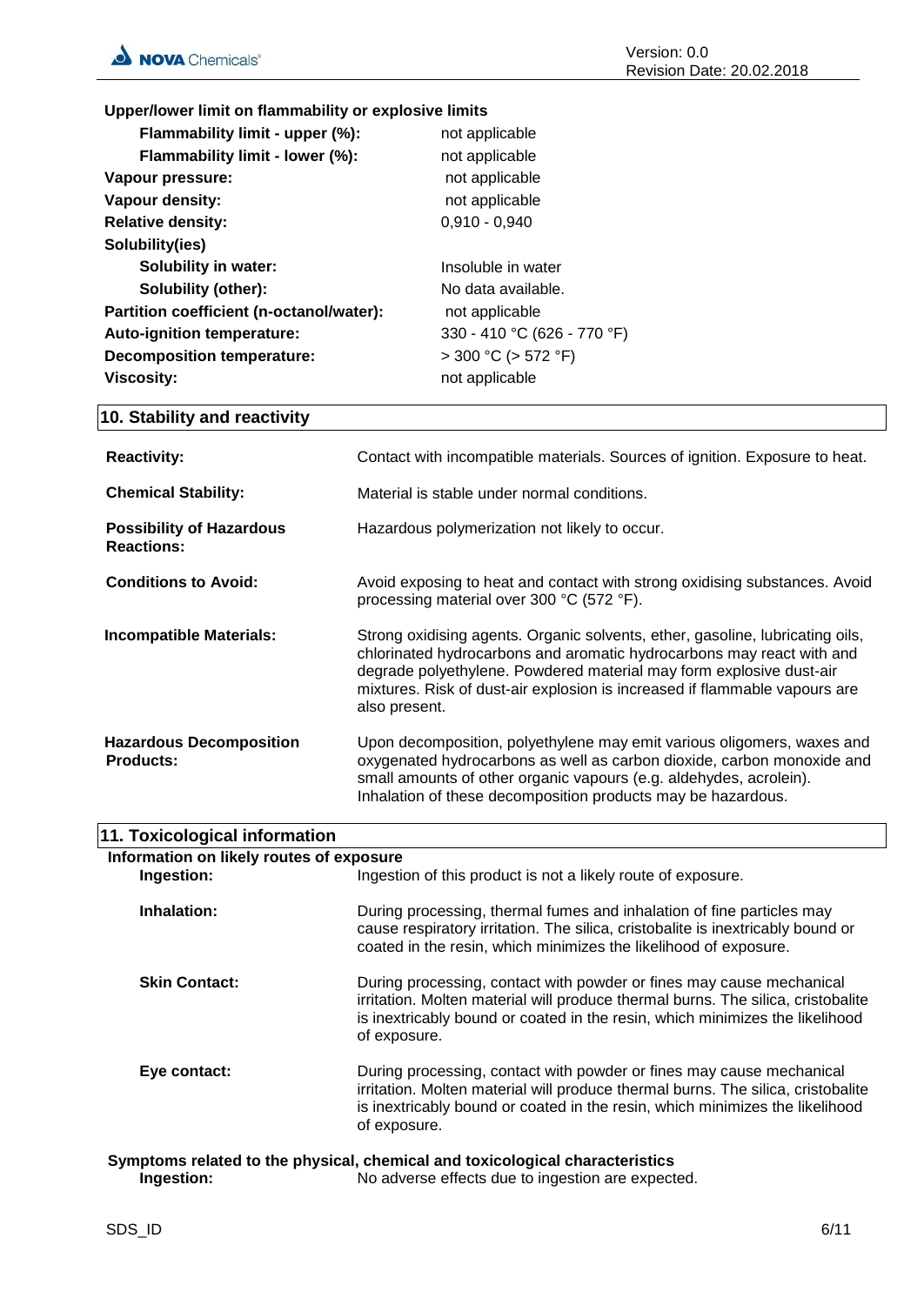**Upper/lower limit on flammability or explosive limits**

| | |
|---|---|
| **Flammability limit - upper (%):** | not applicable |
| **Flammability limit - lower (%):** | not applicable |
| **Vapour pressure:** | not applicable |
| **Vapour density:** | not applicable |
| **Relative density:** | 0,910 - 0,940 |
| **Solubility(ies)** | |
| **Solubility in water:** | Insoluble in water |
| **Solubility (other):** | No data available. |
| **Partition coefficient (n-octanol/water):** | not applicable |
| **Auto-ignition temperature:** | 330 - 410 °C (626 - 770 °F) |
| **Decomposition temperature:** | > 300 °C (> 572 °F) |
| **Viscosity:** | not applicable |

## 10. Stability and reactivity

**Reactivity:** Contact with incompatible materials. Sources of ignition. Exposure to heat.

**Chemical Stability:** Material is stable under normal conditions.

**Possibility of Hazardous Reactions:** Hazardous polymerization not likely to occur.

**Conditions to Avoid:** Avoid exposing to heat and contact with strong oxidising substances. Avoid processing material over 300 °C (572 °F).

**Incompatible Materials:** Strong oxidising agents. Organic solvents, ether, gasoline, lubricating oils, chlorinated hydrocarbons and aromatic hydrocarbons may react with and degrade polyethylene. Powdered material may form explosive dust-air mixtures. Risk of dust-air explosion is increased if flammable vapours are also present.

**Hazardous Decomposition Products:** Upon decomposition, polyethylene may emit various oligomers, waxes and oxygenated hydrocarbons as well as carbon dioxide, carbon monoxide and small amounts of other organic vapours (e.g. aldehydes, acrolein). Inhalation of these decomposition products may be hazardous.

## 11. Toxicological information

**Information on likely routes of exposure**

**Ingestion:** Ingestion of this product is not a likely route of exposure.

**Inhalation:** During processing, thermal fumes and inhalation of fine particles may cause respiratory irritation. The silica, cristobalite is inextricably bound or coated in the resin, which minimizes the likelihood of exposure.

**Skin Contact:** During processing, contact with powder or fines may cause mechanical irritation. Molten material will produce thermal burns. The silica, cristobalite is inextricably bound or coated in the resin, which minimizes the likelihood of exposure.

**Eye contact:** During processing, contact with powder or fines may cause mechanical irritation. Molten material will produce thermal burns. The silica, cristobalite is inextricably bound or coated in the resin, which minimizes the likelihood of exposure.

**Symptoms related to the physical, chemical and toxicological characteristics**

**Ingestion:** No adverse effects due to ingestion are expected.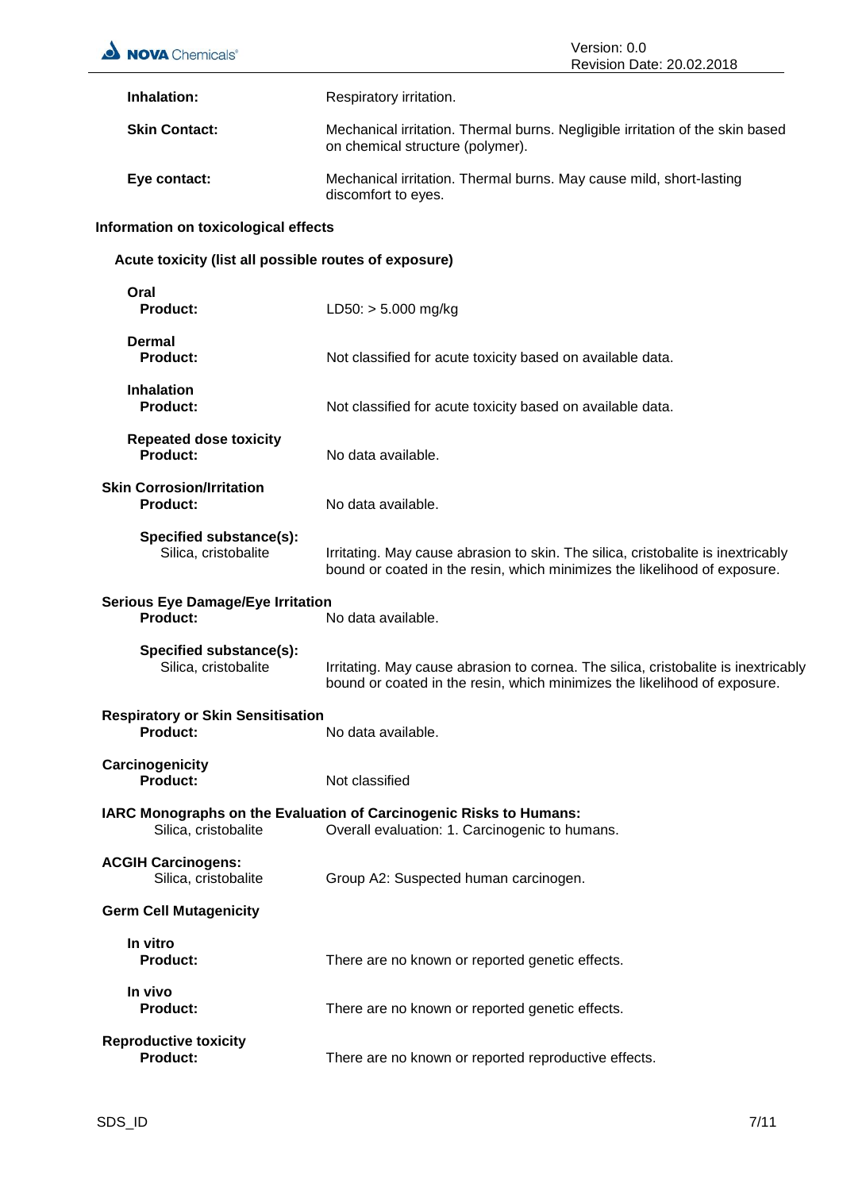**Inhalation:** Respiratory irritation.

**Skin Contact:** Mechanical irritation. Thermal burns. Negligible irritation of the skin based on chemical structure (polymer).

**Eye contact:** Mechanical irritation. Thermal burns. May cause mild, short-lasting discomfort to eyes.

### Information on toxicological effects

#### Acute toxicity (list all possible routes of exposure)

**Oral**
**Product:** LD50: > 5.000 mg/kg

**Dermal**
**Product:** Not classified for acute toxicity based on available data.

**Inhalation**
**Product:** Not classified for acute toxicity based on available data.

**Repeated dose toxicity**
**Product:** No data available.

**Skin Corrosion/Irritation**
**Product:** No data available.

**Specified substance(s):**
Silica, cristobalite: Irritating. May cause abrasion to skin. The silica, cristobalite is inextricably bound or coated in the resin, which minimizes the likelihood of exposure.

**Serious Eye Damage/Eye Irritation**
**Product:** No data available.

**Specified substance(s):**
Silica, cristobalite: Irritating. May cause abrasion to cornea. The silica, cristobalite is inextricably bound or coated in the resin, which minimizes the likelihood of exposure.

**Respiratory or Skin Sensitisation**
**Product:** No data available.

**Carcinogenicity**
**Product:** Not classified

**IARC Monographs on the Evaluation of Carcinogenic Risks to Humans:**
Silica, cristobalite: Overall evaluation: 1. Carcinogenic to humans.

**ACGIH Carcinogens:**
Silica, cristobalite: Group A2: Suspected human carcinogen.

**Germ Cell Mutagenicity**

**In vitro**
**Product:** There are no known or reported genetic effects.

**In vivo**
**Product:** There are no known or reported genetic effects.

**Reproductive toxicity**
**Product:** There are no known or reported reproductive effects.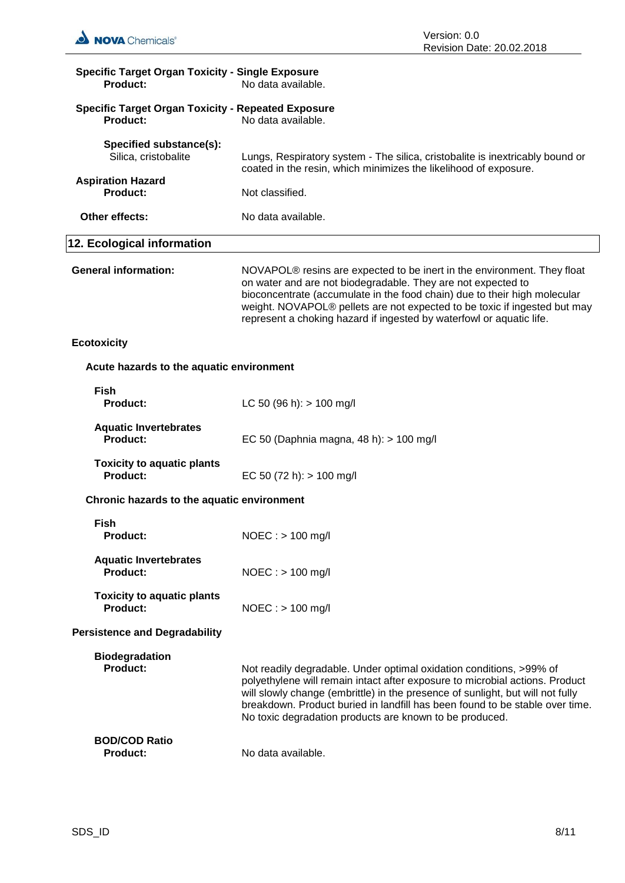**Specific Target Organ Toxicity - Single Exposure**

**Product:** No data available.

**Specific Target Organ Toxicity - Repeated Exposure**

**Product:** No data available.

**Specified substance(s):**

Silica, cristobalite — Lungs, Respiratory system - The silica, cristobalite is inextricably bound or coated in the resin, which minimizes the likelihood of exposure.

**Aspiration Hazard**

**Product:** Not classified.

**Other effects:** No data available.

## 12. Ecological information

**General information:** NOVAPOL® resins are expected to be inert in the environment. They float on water and are not biodegradable. They are not expected to bioconcentrate (accumulate in the food chain) due to their high molecular weight. NOVAPOL® pellets are not expected to be toxic if ingested but may represent a choking hazard if ingested by waterfowl or aquatic life.

### Ecotoxicity

#### Acute hazards to the aquatic environment

**Fish**

**Product:** LC 50 (96 h): > 100 mg/l

**Aquatic Invertebrates**

**Product:** EC 50 (Daphnia magna, 48 h): > 100 mg/l

**Toxicity to aquatic plants**

**Product:** EC 50 (72 h): > 100 mg/l

#### Chronic hazards to the aquatic environment

**Fish**

**Product:** NOEC : > 100 mg/l

**Aquatic Invertebrates**

**Product:** NOEC : > 100 mg/l

**Toxicity to aquatic plants**

**Product:** NOEC : > 100 mg/l

### Persistence and Degradability

**Biodegradation**

**Product:** Not readily degradable. Under optimal oxidation conditions, >99% of polyethylene will remain intact after exposure to microbial actions. Product will slowly change (embrittle) in the presence of sunlight, but will not fully breakdown. Product buried in landfill has been found to be stable over time. No toxic degradation products are known to be produced.

**BOD/COD Ratio**

**Product:** No data available.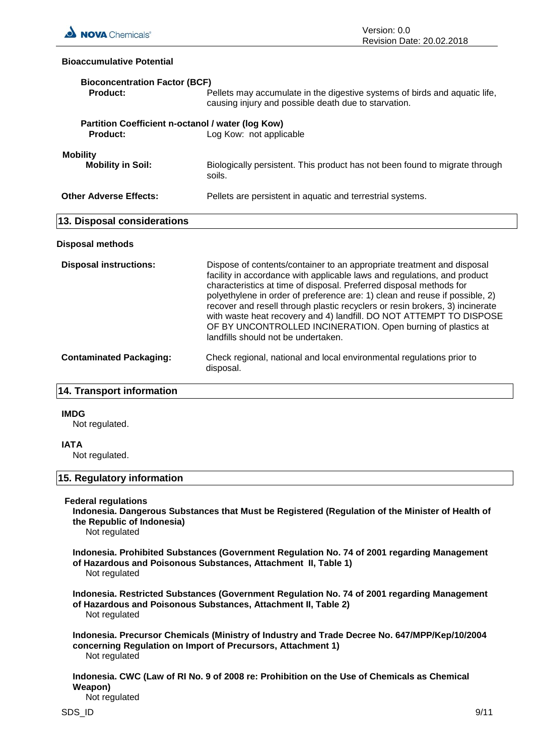### Bioaccumulative Potential

**Bioconcentration Factor (BCF)**

| | |
|---|---|
| **Product:** | Pellets may accumulate in the digestive systems of birds and aquatic life, causing injury and possible death due to starvation. |

**Partition Coefficient n-octanol / water (log Kow)**

| | |
|---|---|
| **Product:** | Log Kow: not applicable |

**Mobility**

| | |
|---|---|
| **Mobility in Soil:** | Biologically persistent. This product has not been found to migrate through soils. |

| | |
|---|---|
| **Other Adverse Effects:** | Pellets are persistent in aquatic and terrestrial systems. |

## 13. Disposal considerations

### Disposal methods

| | |
|---|---|
| **Disposal instructions:** | Dispose of contents/container to an appropriate treatment and disposal facility in accordance with applicable laws and regulations, and product characteristics at time of disposal. Preferred disposal methods for polyethylene in order of preference are: 1) clean and reuse if possible, 2) recover and resell through plastic recyclers or resin brokers, 3) incinerate with waste heat recovery and 4) landfill. DO NOT ATTEMPT TO DISPOSE OF BY UNCONTROLLED INCINERATION. Open burning of plastics at landfills should not be undertaken. |
| **Contaminated Packaging:** | Check regional, national and local environmental regulations prior to disposal. |

## 14. Transport information

**IMDG**

Not regulated.

**IATA**

Not regulated.

## 15. Regulatory information

**Federal regulations**

**Indonesia. Dangerous Substances that Must be Registered (Regulation of the Minister of Health of the Republic of Indonesia)**

Not regulated

**Indonesia. Prohibited Substances (Government Regulation No. 74 of 2001 regarding Management of Hazardous and Poisonous Substances, Attachment II, Table 1)**

Not regulated

**Indonesia. Restricted Substances (Government Regulation No. 74 of 2001 regarding Management of Hazardous and Poisonous Substances, Attachment II, Table 2)**

Not regulated

**Indonesia. Precursor Chemicals (Ministry of Industry and Trade Decree No. 647/MPP/Kep/10/2004 concerning Regulation on Import of Precursors, Attachment 1)**

Not regulated

**Indonesia. CWC (Law of RI No. 9 of 2008 re: Prohibition on the Use of Chemicals as Chemical Weapon)**

Not regulated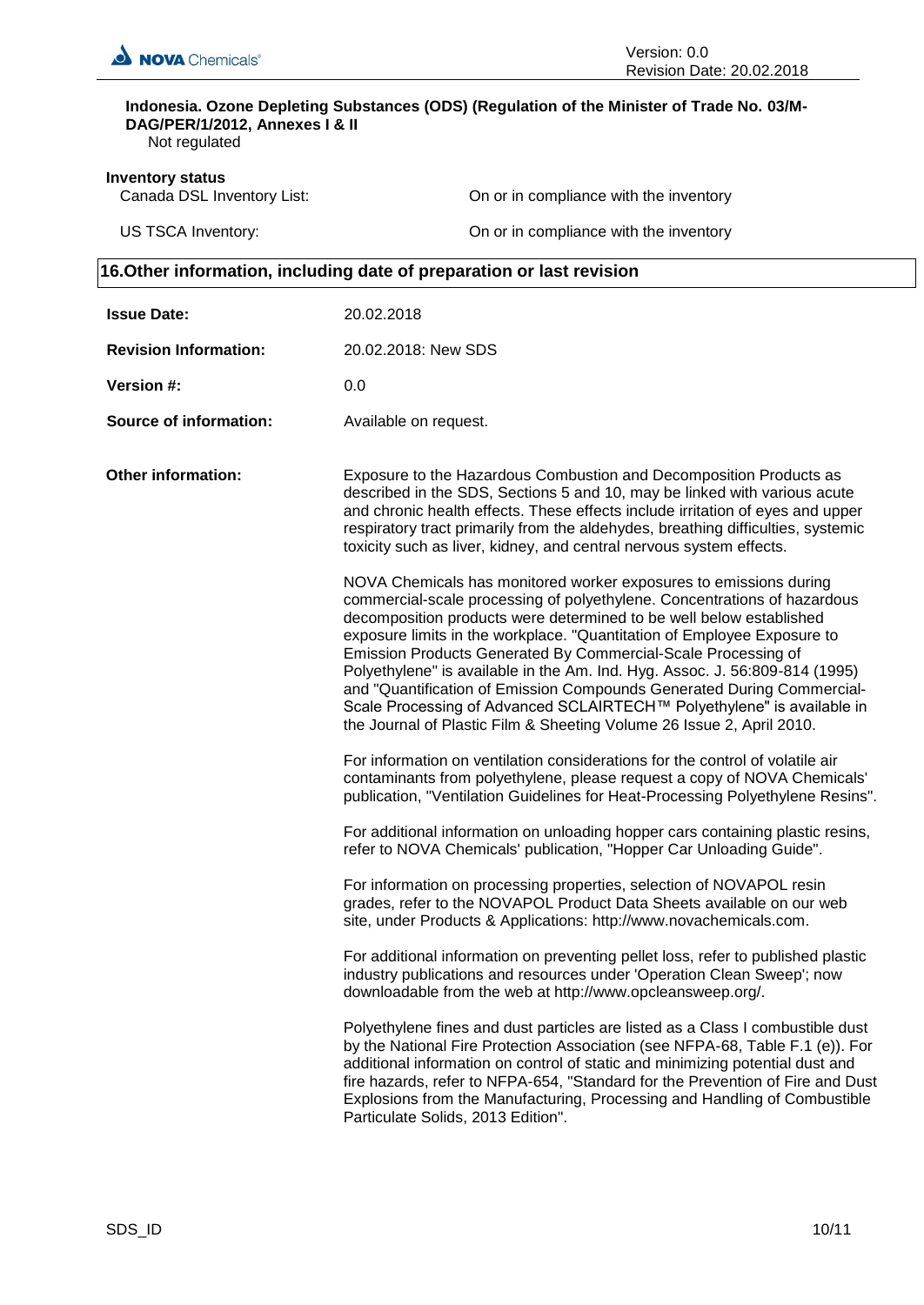**Indonesia. Ozone Depleting Substances (ODS) (Regulation of the Minister of Trade No. 03/M-DAG/PER/1/2012, Annexes I & II**

Not regulated

**Inventory status**

| | |
|---|---|
| Canada DSL Inventory List: | On or in compliance with the inventory |
| US TSCA Inventory: | On or in compliance with the inventory |

## 16.Other information, including date of preparation or last revision

**Issue Date:** 20.02.2018

**Revision Information:** 20.02.2018: New SDS

**Version #:** 0.0

**Source of information:** Available on request.

**Other information:**

Exposure to the Hazardous Combustion and Decomposition Products as described in the SDS, Sections 5 and 10, may be linked with various acute and chronic health effects. These effects include irritation of eyes and upper respiratory tract primarily from the aldehydes, breathing difficulties, systemic toxicity such as liver, kidney, and central nervous system effects.

NOVA Chemicals has monitored worker exposures to emissions during commercial-scale processing of polyethylene. Concentrations of hazardous decomposition products were determined to be well below established exposure limits in the workplace. "Quantitation of Employee Exposure to Emission Products Generated By Commercial-Scale Processing of Polyethylene" is available in the Am. Ind. Hyg. Assoc. J. 56:809-814 (1995) and "Quantification of Emission Compounds Generated During Commercial-Scale Processing of Advanced SCLAIRTECH™ Polyethylene" is available in the Journal of Plastic Film & Sheeting Volume 26 Issue 2, April 2010.

For information on ventilation considerations for the control of volatile air contaminants from polyethylene, please request a copy of NOVA Chemicals' publication, "Ventilation Guidelines for Heat-Processing Polyethylene Resins".

For additional information on unloading hopper cars containing plastic resins, refer to NOVA Chemicals' publication, "Hopper Car Unloading Guide".

For information on processing properties, selection of NOVAPOL resin grades, refer to the NOVAPOL Product Data Sheets available on our web site, under Products & Applications: http://www.novachemicals.com.

For additional information on preventing pellet loss, refer to published plastic industry publications and resources under 'Operation Clean Sweep'; now downloadable from the web at http://www.opcleansweep.org/.

Polyethylene fines and dust particles are listed as a Class I combustible dust by the National Fire Protection Association (see NFPA-68, Table F.1 (e)). For additional information on control of static and minimizing potential dust and fire hazards, refer to NFPA-654, "Standard for the Prevention of Fire and Dust Explosions from the Manufacturing, Processing and Handling of Combustible Particulate Solids, 2013 Edition".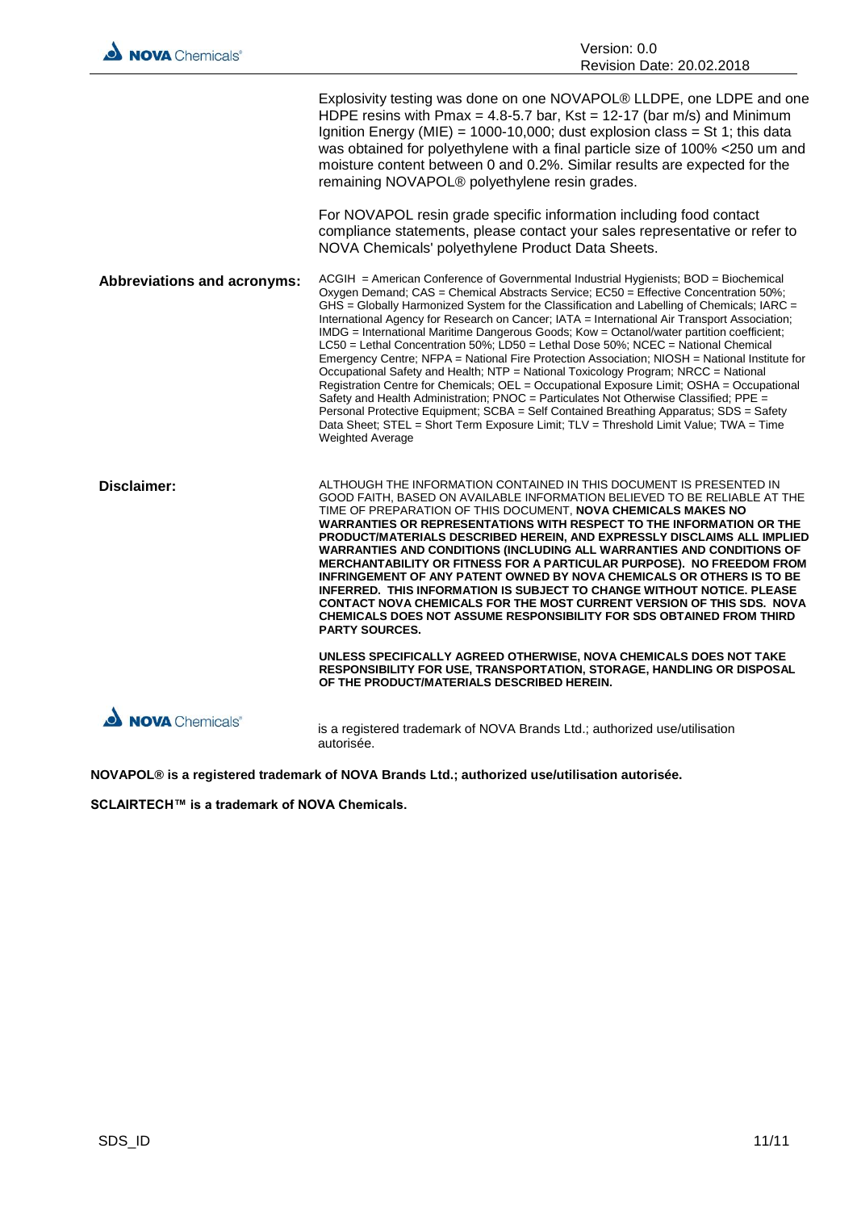Explosivity testing was done on one NOVAPOL® LLDPE, one LDPE and one HDPE resins with Pmax = 4.8-5.7 bar, Kst = 12-17 (bar m/s) and Minimum Ignition Energy (MIE) = 1000-10,000; dust explosion class = St 1; this data was obtained for polyethylene with a final particle size of 100% <250 um and moisture content between 0 and 0.2%. Similar results are expected for the remaining NOVAPOL® polyethylene resin grades.

For NOVAPOL resin grade specific information including food contact compliance statements, please contact your sales representative or refer to NOVA Chemicals' polyethylene Product Data Sheets.

**Abbreviations and acronyms:**

ACGIH = American Conference of Governmental Industrial Hygienists; BOD = Biochemical Oxygen Demand; CAS = Chemical Abstracts Service; EC50 = Effective Concentration 50%; GHS = Globally Harmonized System for the Classification and Labelling of Chemicals; IARC = International Agency for Research on Cancer; IATA = International Air Transport Association; IMDG = International Maritime Dangerous Goods; Kow = Octanol/water partition coefficient; LC50 = Lethal Concentration 50%; LD50 = Lethal Dose 50%; NCEC = National Chemical Emergency Centre; NFPA = National Fire Protection Association; NIOSH = National Institute for Occupational Safety and Health; NTP = National Toxicology Program; NRCC = National Registration Centre for Chemicals; OEL = Occupational Exposure Limit; OSHA = Occupational Safety and Health Administration; PNOC = Particulates Not Otherwise Classified; PPE = Personal Protective Equipment; SCBA = Self Contained Breathing Apparatus; SDS = Safety Data Sheet; STEL = Short Term Exposure Limit; TLV = Threshold Limit Value; TWA = Time Weighted Average

**Disclaimer:**

ALTHOUGH THE INFORMATION CONTAINED IN THIS DOCUMENT IS PRESENTED IN GOOD FAITH, BASED ON AVAILABLE INFORMATION BELIEVED TO BE RELIABLE AT THE TIME OF PREPARATION OF THIS DOCUMENT, **NOVA CHEMICALS MAKES NO WARRANTIES OR REPRESENTATIONS WITH RESPECT TO THE INFORMATION OR THE PRODUCT/MATERIALS DESCRIBED HEREIN, AND EXPRESSLY DISCLAIMS ALL IMPLIED WARRANTIES AND CONDITIONS (INCLUDING ALL WARRANTIES AND CONDITIONS OF MERCHANTABILITY OR FITNESS FOR A PARTICULAR PURPOSE). NO FREEDOM FROM INFRINGEMENT OF ANY PATENT OWNED BY NOVA CHEMICALS OR OTHERS IS TO BE INFERRED. THIS INFORMATION IS SUBJECT TO CHANGE WITHOUT NOTICE. PLEASE CONTACT NOVA CHEMICALS FOR THE MOST CURRENT VERSION OF THIS SDS. NOVA CHEMICALS DOES NOT ASSUME RESPONSIBILITY FOR SDS OBTAINED FROM THIRD PARTY SOURCES.**

**UNLESS SPECIFICALLY AGREED OTHERWISE, NOVA CHEMICALS DOES NOT TAKE RESPONSIBILITY FOR USE, TRANSPORTATION, STORAGE, HANDLING OR DISPOSAL OF THE PRODUCT/MATERIALS DESCRIBED HEREIN.**

NOVA Chemicals® is a registered trademark of NOVA Brands Ltd.; authorized use/utilisation autorisée.

**NOVAPOL® is a registered trademark of NOVA Brands Ltd.; authorized use/utilisation autorisée.**

**SCLAIRTECH™ is a trademark of NOVA Chemicals.**